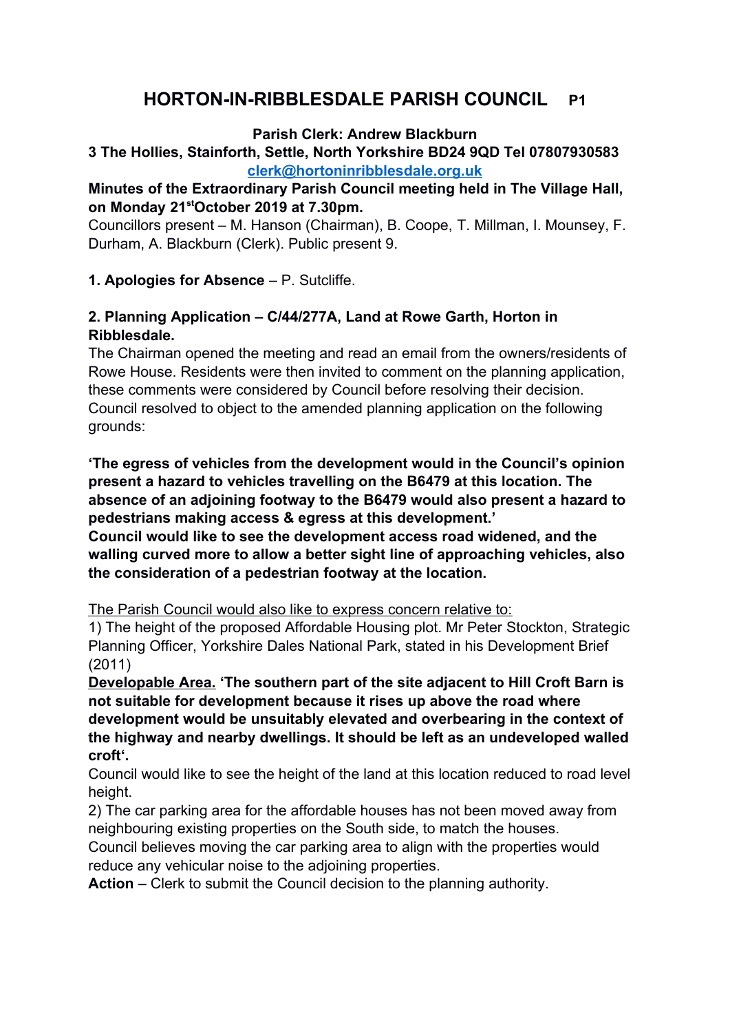# HORTON-IN-RIBBLESDALE PARISH COUNCIL

**Parish Clerk: Andrew Blackburn**

**3 The Hollies, Stainforth, Settle, North Yorkshire BD24 9QD Tel 07807930583**
**clerk@hortoninribblesdale.org.uk**

**Minutes of the Extraordinary Parish Council meeting held in The Village Hall, on Monday 21st October 2019 at 7.30pm.**

Councillors present – M. Hanson (Chairman), B. Coope, T. Millman, I. Mounsey, F. Durham, A. Blackburn (Clerk). Public present 9.

**1. Apologies for Absence** – P. Sutcliffe.

**2. Planning Application – C/44/277A, Land at Rowe Garth, Horton in Ribblesdale.**

The Chairman opened the meeting and read an email from the owners/residents of Rowe House. Residents were then invited to comment on the planning application, these comments were considered by Council before resolving their decision. Council resolved to object to the amended planning application on the following grounds:

**'The egress of vehicles from the development would in the Council's opinion present a hazard to vehicles travelling on the B6479 at this location. The absence of an adjoining footway to the B6479 would also present a hazard to pedestrians making access & egress at this development.'**

**Council would like to see the development access road widened, and the walling curved more to allow a better sight line of approaching vehicles, also the consideration of a pedestrian footway at the location.**

The Parish Council would also like to express concern relative to:

1) The height of the proposed Affordable Housing plot. Mr Peter Stockton, Strategic Planning Officer, Yorkshire Dales National Park, stated in his Development Brief (2011)

**Developable Area.** **'The southern part of the site adjacent to Hill Croft Barn is not suitable for development because it rises up above the road where development would be unsuitably elevated and overbearing in the context of the highway and nearby dwellings. It should be left as an undeveloped walled croft'.**

Council would like to see the height of the land at this location reduced to road level height.

2) The car parking area for the affordable houses has not been moved away from neighbouring existing properties on the South side, to match the houses.

Council believes moving the car parking area to align with the properties would reduce any vehicular noise to the adjoining properties.

**Action** – Clerk to submit the Council decision to the planning authority.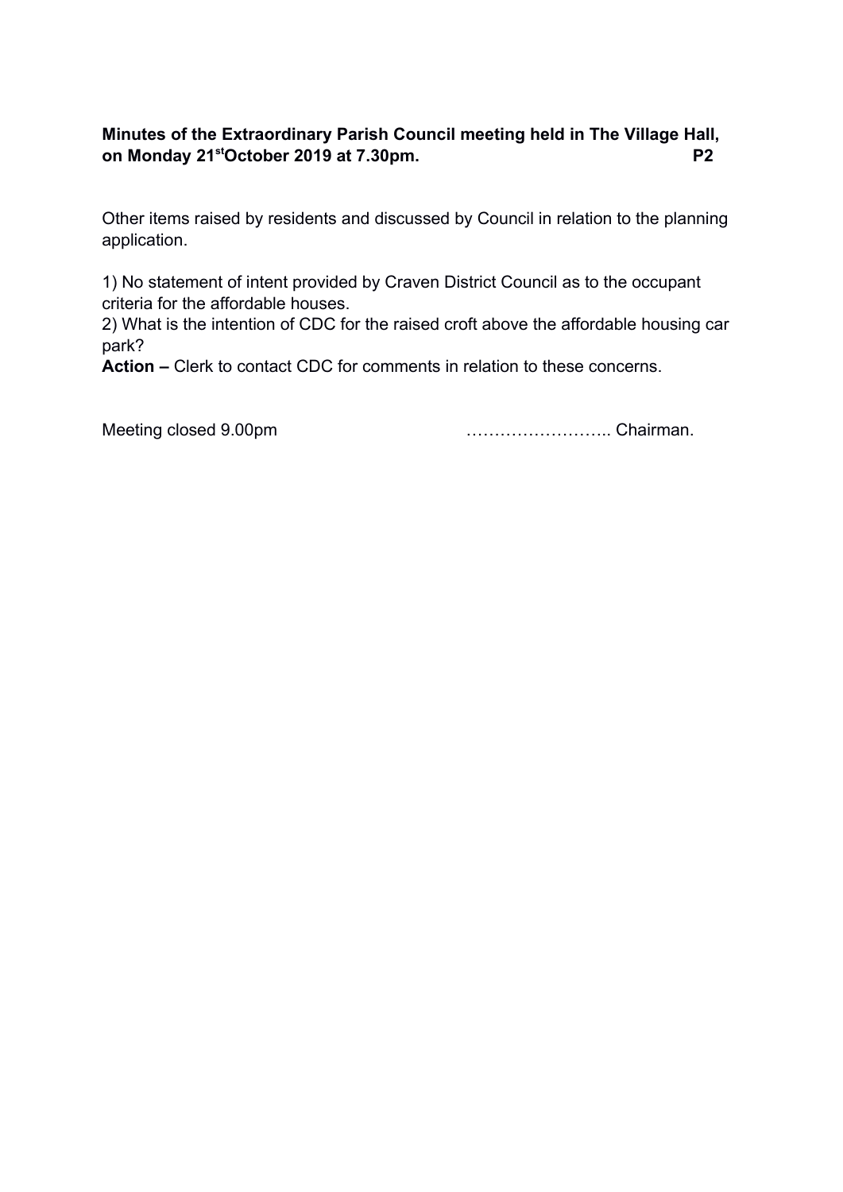**Minutes of the Extraordinary Parish Council meeting held in The Village Hall, on Monday 21st October 2019 at 7.30pm.**

Other items raised by residents and discussed by Council in relation to the planning application.

1) No statement of intent provided by Craven District Council as to the occupant criteria for the affordable houses.
2) What is the intention of CDC for the raised croft above the affordable housing car park?

**Action –** Clerk to contact CDC for comments in relation to these concerns.

Meeting closed 9.00pm …………………….. Chairman.